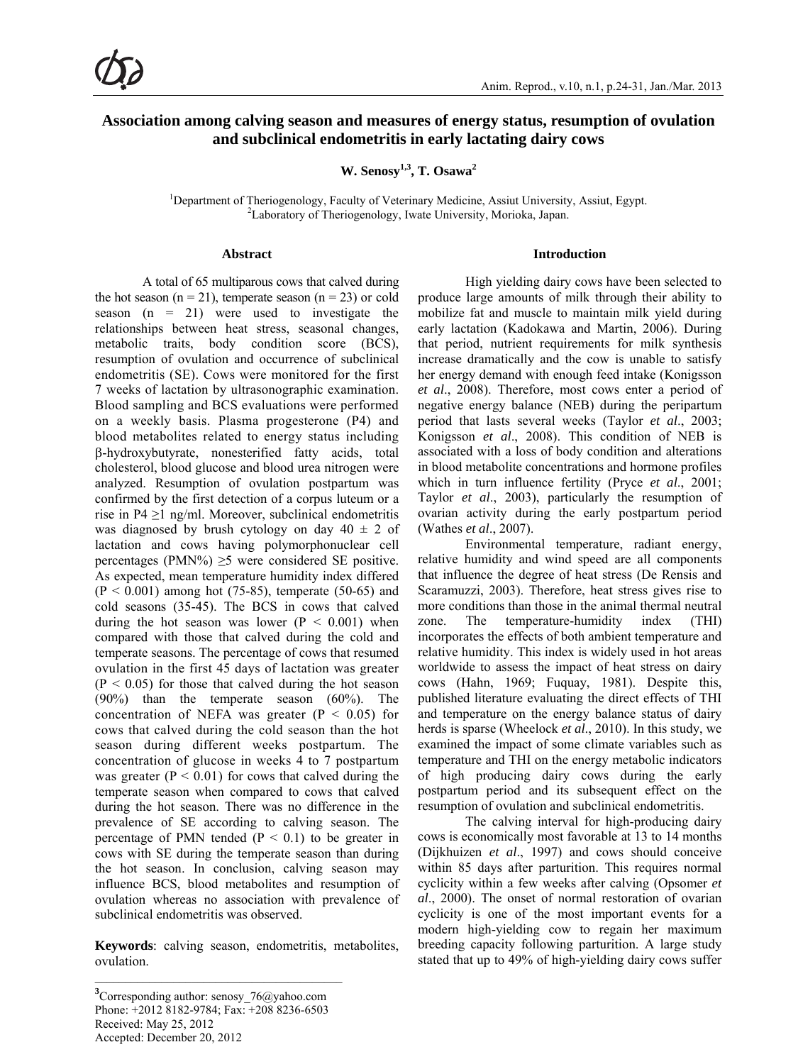# Association among calving season and measures of energy status, resumption of ovulation and subclinical endometritis in early lactating dairy cows

**W. Senosy**[1,3], **T. Osawa**[2]

[1]Department of Theriogenology, Faculty of Veterinary Medicine, Assiut University, Assiut, Egypt.
[2]Laboratory of Theriogenology, Iwate University, Morioka, Japan.

## Abstract

A total of 65 multiparous cows that calved during the hot season (n = 21), temperate season (n = 23) or cold season (n = 21) were used to investigate the relationships between heat stress, seasonal changes, metabolic traits, body condition score (BCS), resumption of ovulation and occurrence of subclinical endometritis (SE). Cows were monitored for the first 7 weeks of lactation by ultrasonographic examination. Blood sampling and BCS evaluations were performed on a weekly basis. Plasma progesterone (P4) and blood metabolites related to energy status including β-hydroxybutyrate, nonesterified fatty acids, total cholesterol, blood glucose and blood urea nitrogen were analyzed. Resumption of ovulation postpartum was confirmed by the first detection of a corpus luteum or a rise in P4 ≥1 ng/ml. Moreover, subclinical endometritis was diagnosed by brush cytology on day 40 ± 2 of lactation and cows having polymorphonuclear cell percentages (PMN%) ≥5 were considered SE positive. As expected, mean temperature humidity index differed ($P < 0.001$) among hot (75-85), temperate (50-65) and cold seasons (35-45). The BCS in cows that calved during the hot season was lower ($P < 0.001$) when compared with those that calved during the cold and temperate seasons. The percentage of cows that resumed ovulation in the first 45 days of lactation was greater ($P < 0.05$) for those that calved during the hot season (90%) than the temperate season (60%). The concentration of NEFA was greater ($P < 0.05$) for cows that calved during the cold season than the hot season during different weeks postpartum. The concentration of glucose in weeks 4 to 7 postpartum was greater ($P < 0.01$) for cows that calved during the temperate season when compared to cows that calved during the hot season. There was no difference in the prevalence of SE according to calving season. The percentage of PMN tended ($P < 0.1$) to be greater in cows with SE during the temperate season than during the hot season. In conclusion, calving season may influence BCS, blood metabolites and resumption of ovulation whereas no association with prevalence of subclinical endometritis was observed.

**Keywords**: calving season, endometritis, metabolites, ovulation.

[3]Corresponding author: senosy_76@yahoo.com
Phone: +2012 8182-9784; Fax: +208 8236-6503
Received: May 25, 2012
Accepted: December 20, 2012

## Introduction

High yielding dairy cows have been selected to produce large amounts of milk through their ability to mobilize fat and muscle to maintain milk yield during early lactation (Kadokawa and Martin, 2006). During that period, nutrient requirements for milk synthesis increase dramatically and the cow is unable to satisfy her energy demand with enough feed intake (Konigsson *et al*., 2008). Therefore, most cows enter a period of negative energy balance (NEB) during the peripartum period that lasts several weeks (Taylor *et al*., 2003; Konigsson *et al*., 2008). This condition of NEB is associated with a loss of body condition and alterations in blood metabolite concentrations and hormone profiles which in turn influence fertility (Pryce *et al*., 2001; Taylor *et al*., 2003), particularly the resumption of ovarian activity during the early postpartum period (Wathes *et al*., 2007).

Environmental temperature, radiant energy, relative humidity and wind speed are all components that influence the degree of heat stress (De Rensis and Scaramuzzi, 2003). Therefore, heat stress gives rise to more conditions than those in the animal thermal neutral zone. The temperature-humidity index (THI) incorporates the effects of both ambient temperature and relative humidity. This index is widely used in hot areas worldwide to assess the impact of heat stress on dairy cows (Hahn, 1969; Fuquay, 1981). Despite this, published literature evaluating the direct effects of THI and temperature on the energy balance status of dairy herds is sparse (Wheelock *et al*., 2010). In this study, we examined the impact of some climate variables such as temperature and THI on the energy metabolic indicators of high producing dairy cows during the early postpartum period and its subsequent effect on the resumption of ovulation and subclinical endometritis.

The calving interval for high-producing dairy cows is economically most favorable at 13 to 14 months (Dijkhuizen *et al*., 1997) and cows should conceive within 85 days after parturition. This requires normal cyclicity within a few weeks after calving (Opsomer *et al*., 2000). The onset of normal restoration of ovarian cyclicity is one of the most important events for a modern high-yielding cow to regain her maximum breeding capacity following parturition. A large study stated that up to 49% of high-yielding dairy cows suffer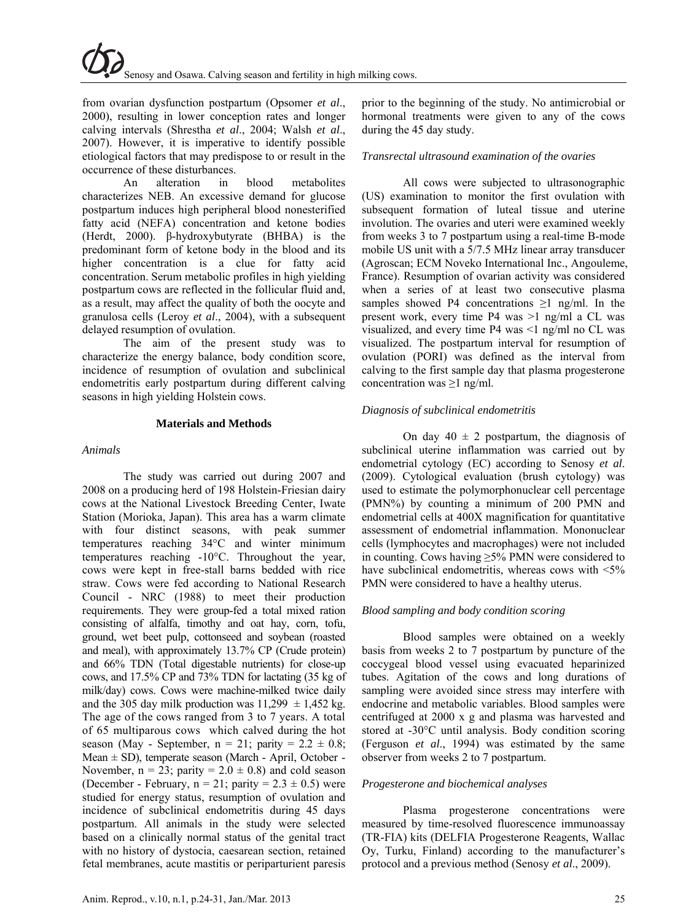from ovarian dysfunction postpartum (Opsomer *et al*., 2000), resulting in lower conception rates and longer calving intervals (Shrestha *et al*., 2004; Walsh *et al*., 2007). However, it is imperative to identify possible etiological factors that may predispose to or result in the occurrence of these disturbances.

An alteration in blood metabolites characterizes NEB. An excessive demand for glucose postpartum induces high peripheral blood nonesterified fatty acid (NEFA) concentration and ketone bodies (Herdt, 2000). β-hydroxybutyrate (BHBA) is the predominant form of ketone body in the blood and its higher concentration is a clue for fatty acid concentration. Serum metabolic profiles in high yielding postpartum cows are reflected in the follicular fluid and, as a result, may affect the quality of both the oocyte and granulosa cells (Leroy *et al*., 2004), with a subsequent delayed resumption of ovulation.

The aim of the present study was to characterize the energy balance, body condition score, incidence of resumption of ovulation and subclinical endometritis early postpartum during different calving seasons in high yielding Holstein cows.

## Materials and Methods

### *Animals*

The study was carried out during 2007 and 2008 on a producing herd of 198 Holstein-Friesian dairy cows at the National Livestock Breeding Center, Iwate Station (Morioka, Japan). This area has a warm climate with four distinct seasons, with peak summer temperatures reaching 34°C and winter minimum temperatures reaching -10°C. Throughout the year, cows were kept in free-stall barns bedded with rice straw. Cows were fed according to National Research Council - NRC (1988) to meet their production requirements. They were group-fed a total mixed ration consisting of alfalfa, timothy and oat hay, corn, tofu, ground, wet beet pulp, cottonseed and soybean (roasted and meal), with approximately 13.7% CP (Crude protein) and 66% TDN (Total digestable nutrients) for close-up cows, and 17.5% CP and 73% TDN for lactating (35 kg of milk/day) cows. Cows were machine-milked twice daily and the 305 day milk production was 11,299 ± 1,452 kg. The age of the cows ranged from 3 to 7 years. A total of 65 multiparous cows which calved during the hot season (May - September, n = 21; parity = 2.2 ± 0.8; Mean ± SD), temperate season (March - April, October - November, n = 23; parity = 2.0 ± 0.8) and cold season (December - February, n = 21; parity = 2.3 ± 0.5) were studied for energy status, resumption of ovulation and incidence of subclinical endometritis during 45 days postpartum. All animals in the study were selected based on a clinically normal status of the genital tract with no history of dystocia, caesarean section, retained fetal membranes, acute mastitis or periparturient paresis prior to the beginning of the study. No antimicrobial or hormonal treatments were given to any of the cows during the 45 day study.

### *Transrectal ultrasound examination of the ovaries*

All cows were subjected to ultrasonographic (US) examination to monitor the first ovulation with subsequent formation of luteal tissue and uterine involution. The ovaries and uteri were examined weekly from weeks 3 to 7 postpartum using a real-time B-mode mobile US unit with a 5/7.5 MHz linear array transducer (Agroscan; ECM Noveko International Inc., Angouleme, France). Resumption of ovarian activity was considered when a series of at least two consecutive plasma samples showed P4 concentrations ≥1 ng/ml. In the present work, every time P4 was >1 ng/ml a CL was visualized, and every time P4 was <1 ng/ml no CL was visualized. The postpartum interval for resumption of ovulation (PORI) was defined as the interval from calving to the first sample day that plasma progesterone concentration was ≥1 ng/ml.

### *Diagnosis of subclinical endometritis*

On day 40 ± 2 postpartum, the diagnosis of subclinical uterine inflammation was carried out by endometrial cytology (EC) according to Senosy *et al*. (2009). Cytological evaluation (brush cytology) was used to estimate the polymorphonuclear cell percentage (PMN%) by counting a minimum of 200 PMN and endometrial cells at 400X magnification for quantitative assessment of endometrial inflammation. Mononuclear cells (lymphocytes and macrophages) were not included in counting. Cows having ≥5% PMN were considered to have subclinical endometritis, whereas cows with <5% PMN were considered to have a healthy uterus.

### *Blood sampling and body condition scoring*

Blood samples were obtained on a weekly basis from weeks 2 to 7 postpartum by puncture of the coccygeal blood vessel using evacuated heparinized tubes. Agitation of the cows and long durations of sampling were avoided since stress may interfere with endocrine and metabolic variables. Blood samples were centrifuged at 2000 x g and plasma was harvested and stored at -30°C until analysis. Body condition scoring (Ferguson *et al*., 1994) was estimated by the same observer from weeks 2 to 7 postpartum.

### *Progesterone and biochemical analyses*

Plasma progesterone concentrations were measured by time-resolved fluorescence immunoassay (TR-FIA) kits (DELFIA Progesterone Reagents, Wallac Oy, Turku, Finland) according to the manufacturer's protocol and a previous method (Senosy *et al*., 2009).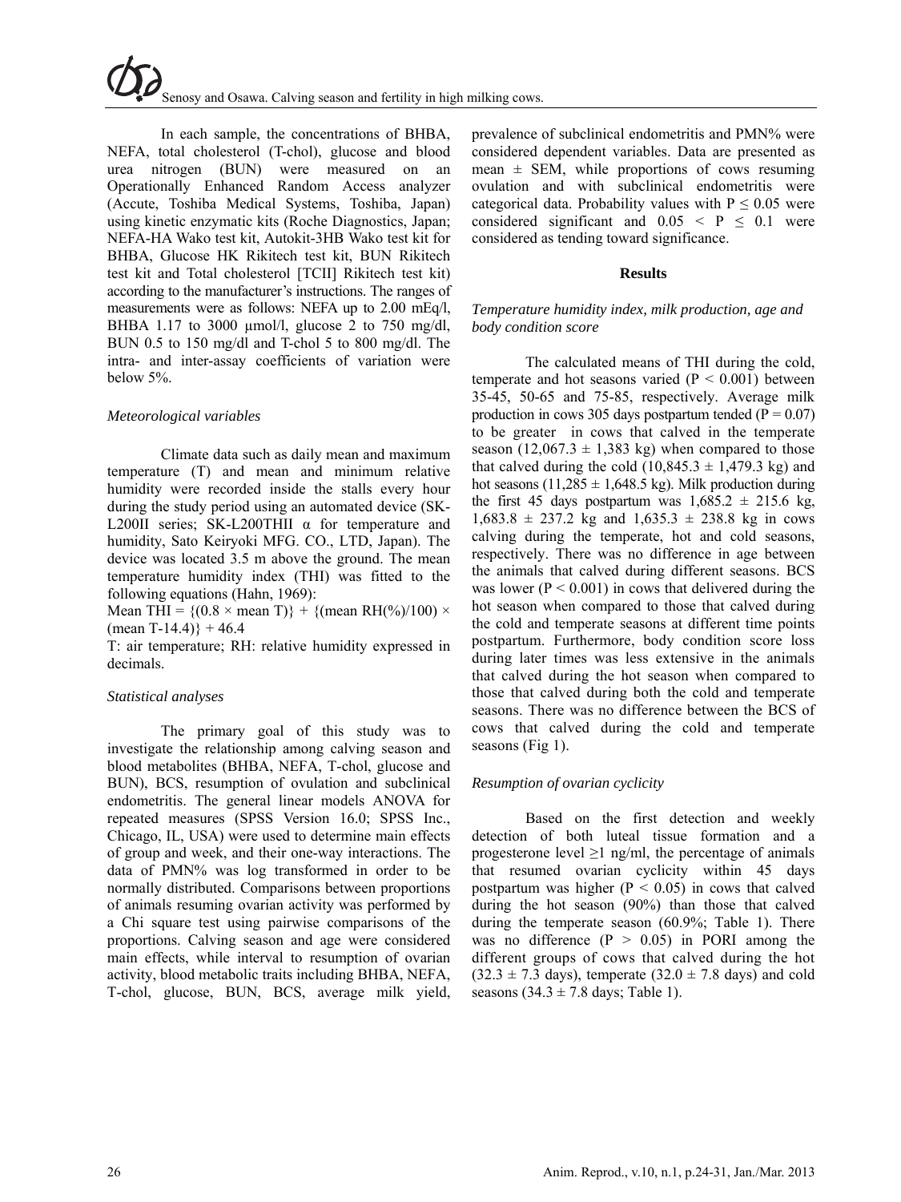In each sample, the concentrations of BHBA, NEFA, total cholesterol (T-chol), glucose and blood urea nitrogen (BUN) were measured on an Operationally Enhanced Random Access analyzer (Accute, Toshiba Medical Systems, Toshiba, Japan) using kinetic enzymatic kits (Roche Diagnostics, Japan; NEFA-HA Wako test kit, Autokit-3HB Wako test kit for BHBA, Glucose HK Rikitech test kit, BUN Rikitech test kit and Total cholesterol [TCII] Rikitech test kit) according to the manufacturer's instructions. The ranges of measurements were as follows: NEFA up to 2.00 mEq/l, BHBA 1.17 to 3000 µmol/l, glucose 2 to 750 mg/dl, BUN 0.5 to 150 mg/dl and T-chol 5 to 800 mg/dl. The intra- and inter-assay coefficients of variation were below 5%.

*Meteorological variables*

Climate data such as daily mean and maximum temperature (T) and mean and minimum relative humidity were recorded inside the stalls every hour during the study period using an automated device (SK-L200II series; SK-L200THII α for temperature and humidity, Sato Keiryoki MFG. CO., LTD, Japan). The device was located 3.5 m above the ground. The mean temperature humidity index (THI) was fitted to the following equations (Hahn, 1969):

$$\text{Mean THI} = \{(0.8 \times \text{mean T})\} + \{(\text{mean RH}(\%)/100) \times (\text{mean T}-14.4)\} + 46.4$$

T: air temperature; RH: relative humidity expressed in decimals.

*Statistical analyses*

The primary goal of this study was to investigate the relationship among calving season and blood metabolites (BHBA, NEFA, T-chol, glucose and BUN), BCS, resumption of ovulation and subclinical endometritis. The general linear models ANOVA for repeated measures (SPSS Version 16.0; SPSS Inc., Chicago, IL, USA) were used to determine main effects of group and week, and their one-way interactions. The data of PMN% was log transformed in order to be normally distributed. Comparisons between proportions of animals resuming ovarian activity was performed by a Chi square test using pairwise comparisons of the proportions. Calving season and age were considered main effects, while interval to resumption of ovarian activity, blood metabolic traits including BHBA, NEFA, T-chol, glucose, BUN, BCS, average milk yield, prevalence of subclinical endometritis and PMN% were considered dependent variables. Data are presented as mean ± SEM, while proportions of cows resuming ovulation and with subclinical endometritis were categorical data. Probability values with $P \leq 0.05$ were considered significant and $0.05 < P \leq 0.1$ were considered as tending toward significance.

## Results

*Temperature humidity index, milk production, age and body condition score*

The calculated means of THI during the cold, temperate and hot seasons varied ($P < 0.001$) between 35-45, 50-65 and 75-85, respectively. Average milk production in cows 305 days postpartum tended ($P = 0.07$) to be greater in cows that calved in the temperate season (12,067.3 ± 1,383 kg) when compared to those that calved during the cold (10,845.3 ± 1,479.3 kg) and hot seasons (11,285 ± 1,648.5 kg). Milk production during the first 45 days postpartum was 1,685.2 ± 215.6 kg, 1,683.8 ± 237.2 kg and 1,635.3 ± 238.8 kg in cows calving during the temperate, hot and cold seasons, respectively. There was no difference in age between the animals that calved during different seasons. BCS was lower ($P < 0.001$) in cows that delivered during the hot season when compared to those that calved during the cold and temperate seasons at different time points postpartum. Furthermore, body condition score loss during later times was less extensive in the animals that calved during the hot season when compared to those that calved during both the cold and temperate seasons. There was no difference between the BCS of cows that calved during the cold and temperate seasons (Fig 1).

*Resumption of ovarian cyclicity*

Based on the first detection and weekly detection of both luteal tissue formation and a progesterone level ≥1 ng/ml, the percentage of animals that resumed ovarian cyclicity within 45 days postpartum was higher ($P < 0.05$) in cows that calved during the hot season (90%) than those that calved during the temperate season (60.9%; Table 1). There was no difference ($P > 0.05$) in PORI among the different groups of cows that calved during the hot (32.3 ± 7.3 days), temperate (32.0 ± 7.8 days) and cold seasons (34.3 ± 7.8 days; Table 1).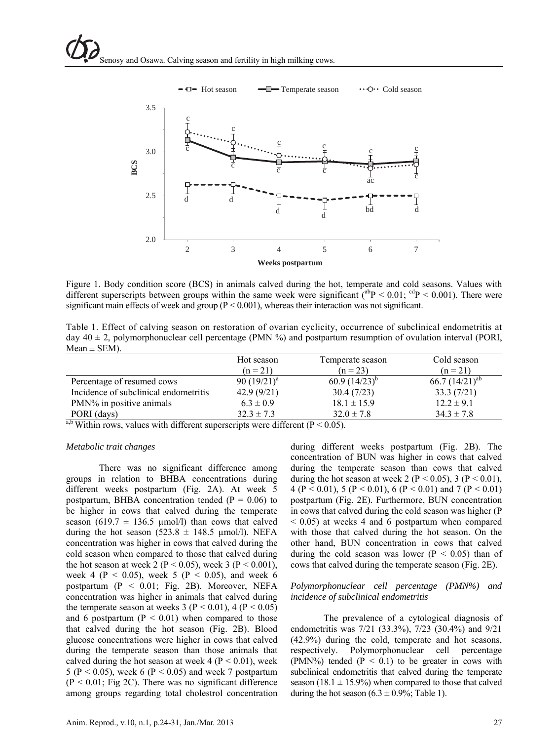Figure 1. Body condition score (BCS) in animals calved during the hot, temperate and cold seasons. Values with different superscripts between groups within the same week were significant ($^{ab}$P < 0.01; $^{cd}$P < 0.001). There were significant main effects of week and group (P < 0.001), whereas their interaction was not significant.

Table 1. Effect of calving season on restoration of ovarian cyclicity, occurrence of subclinical endometritis at day 40 ± 2, polymorphonuclear cell percentage (PMN %) and postpartum resumption of ovulation interval (PORI, Mean ± SEM).

| | Hot season (n = 21) | Temperate season (n = 23) | Cold season (n = 21) |
|---|---|---|---|
| Percentage of resumed cows | 90 (19/21)$^{a}$ | 60.9 (14/23)$^{b}$ | 66.7 (14/21)$^{ab}$ |
| Incidence of subclinical endometritis | 42.9 (9/21) | 30.4 (7/23) | 33.3 (7/21) |
| PMN% in positive animals | 6.3 ± 0.9 | 18.1 ± 15.9 | 12.2 ± 9.1 |
| PORI (days) | 32.3 ± 7.3 | 32.0 ± 7.8 | 34.3 ± 7.8 |

$^{a,b}$Within rows, values with different superscripts were different (P < 0.05).

*Metabolic trait changes*

There was no significant difference among groups in relation to BHBA concentrations during different weeks postpartum (Fig. 2A). At week 5 postpartum, BHBA concentration tended (P = 0.06) to be higher in cows that calved during the temperate season (619.7 ± 136.5 µmol/l) than cows that calved during the hot season (523.8 ± 148.5 µmol/l). NEFA concentration was higher in cows that calved during the cold season when compared to those that calved during the hot season at week 2 (P < 0.05), week 3 (P < 0.001), week 4 (P < 0.05), week 5 (P < 0.05), and week 6 postpartum (P < 0.01; Fig. 2B). Moreover, NEFA concentration was higher in animals that calved during the temperate season at weeks 3 (P < 0.01), 4 (P < 0.05) and 6 postpartum (P < 0.01) when compared to those that calved during the hot season (Fig. 2B). Blood glucose concentrations were higher in cows that calved during the temperate season than those animals that calved during the hot season at week 4 (P < 0.01), week 5 (P < 0.05), week 6 (P < 0.05) and week 7 postpartum (P < 0.01; Fig 2C). There was no significant difference among groups regarding total cholestrol concentration during different weeks postpartum (Fig. 2B). The concentration of BUN was higher in cows that calved during the temperate season than cows that calved during the hot season at week 2 (P < 0.05), 3 (P < 0.01), 4 (P < 0.01), 5 (P < 0.01), 6 (P < 0.01) and 7 (P < 0.01) postpartum (Fig. 2E). Furthermore, BUN concentration in cows that calved during the cold season was higher (P < 0.05) at weeks 4 and 6 postpartum when compared with those that calved during the hot season. On the other hand, BUN concentration in cows that calved during the cold season was lower (P < 0.05) than of cows that calved during the temperate season (Fig. 2E).

*Polymorphonuclear cell percentage (PMN%) and incidence of subclinical endometritis*

The prevalence of a cytological diagnosis of endometritis was 7/21 (33.3%), 7/23 (30.4%) and 9/21 (42.9%) during the cold, temperate and hot seasons, respectively. Polymorphonuclear cell percentage (PMN%) tended (P < 0.1) to be greater in cows with subclinical endometritis that calved during the temperate season (18.1 ± 15.9%) when compared to those that calved during the hot season (6.3 ± 0.9%; Table 1).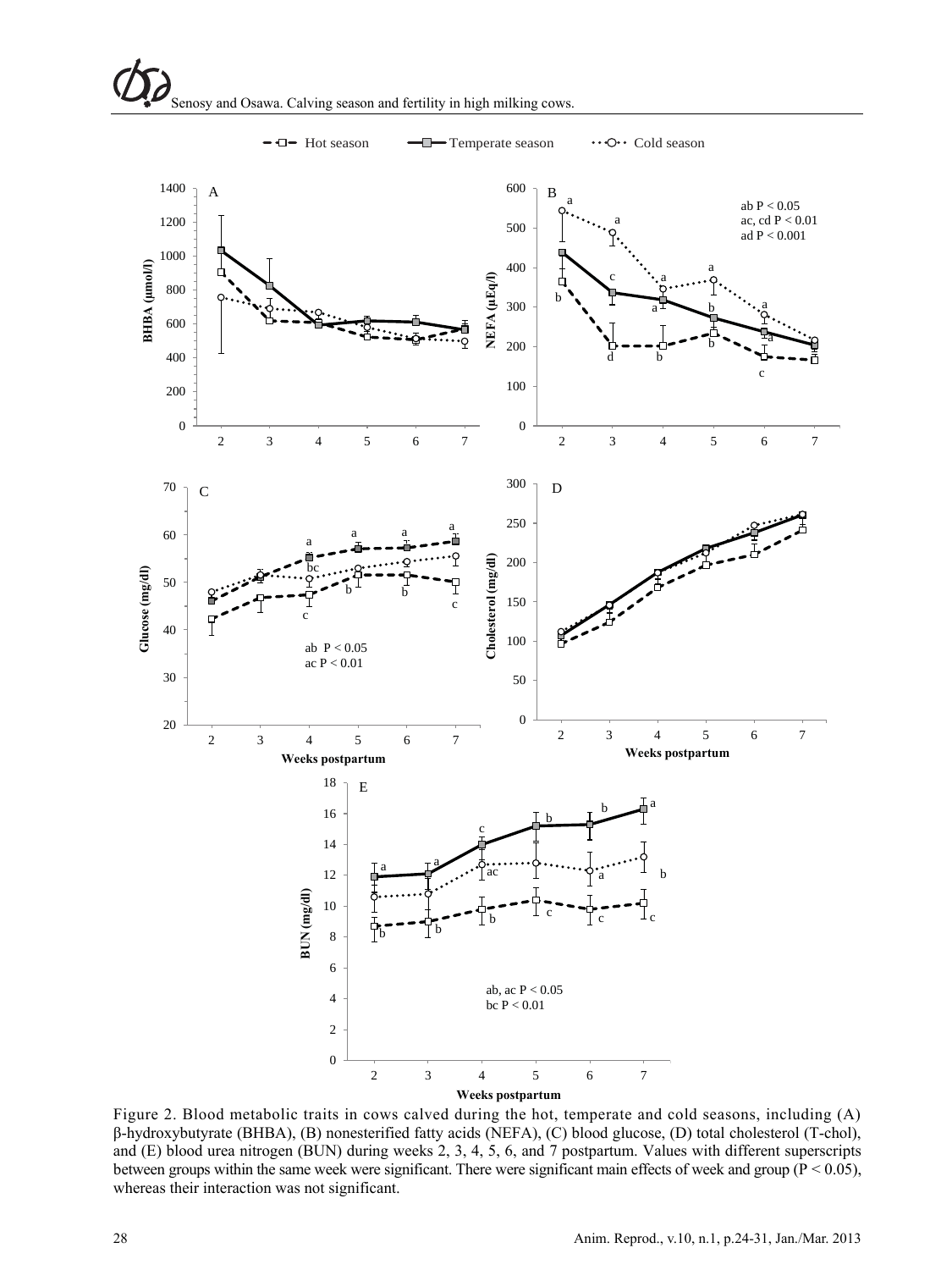Figure 2. Blood metabolic traits in cows calved during the hot, temperate and cold seasons, including (A) β-hydroxybutyrate (BHBA), (B) nonesterified fatty acids (NEFA), (C) blood glucose, (D) total cholesterol (T-chol), and (E) blood urea nitrogen (BUN) during weeks 2, 3, 4, 5, 6, and 7 postpartum. Values with different superscripts between groups within the same week were significant. There were significant main effects of week and group ($P < 0.05$), whereas their interaction was not significant.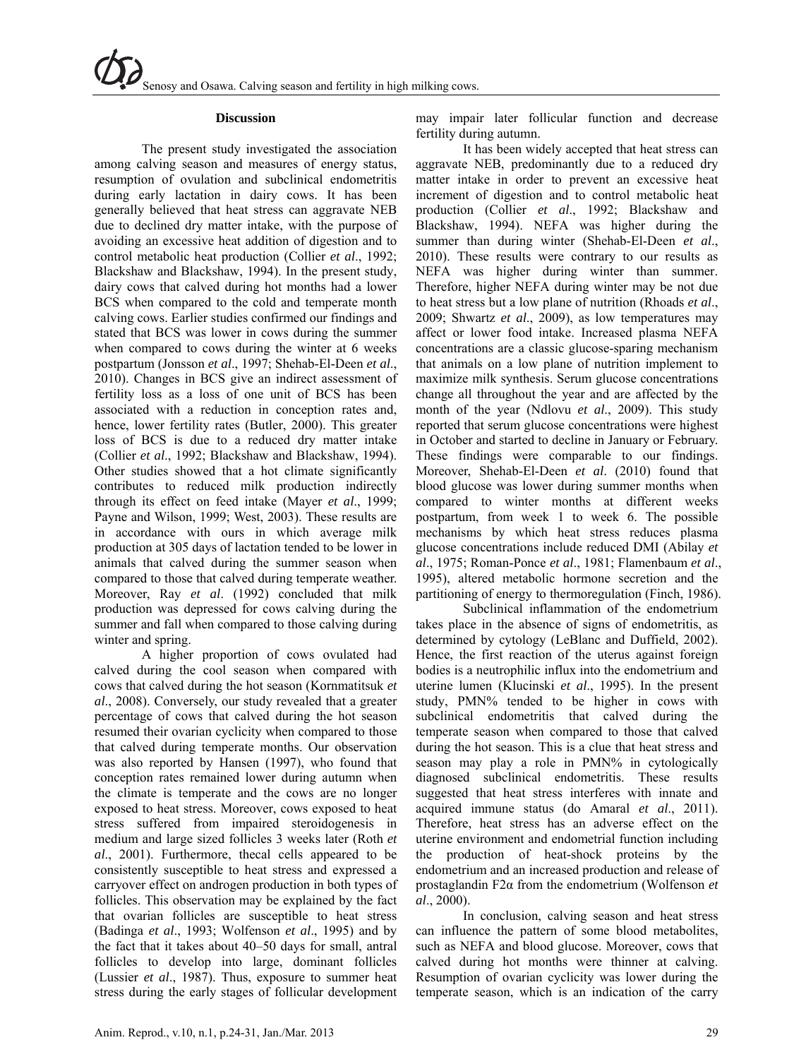## Discussion

The present study investigated the association among calving season and measures of energy status, resumption of ovulation and subclinical endometritis during early lactation in dairy cows. It has been generally believed that heat stress can aggravate NEB due to declined dry matter intake, with the purpose of avoiding an excessive heat addition of digestion and to control metabolic heat production (Collier *et al*., 1992; Blackshaw and Blackshaw, 1994). In the present study, dairy cows that calved during hot months had a lower BCS when compared to the cold and temperate month calving cows. Earlier studies confirmed our findings and stated that BCS was lower in cows during the summer when compared to cows during the winter at 6 weeks postpartum (Jonsson *et al*., 1997; Shehab-El-Deen *et al*., 2010). Changes in BCS give an indirect assessment of fertility loss as a loss of one unit of BCS has been associated with a reduction in conception rates and, hence, lower fertility rates (Butler, 2000). This greater loss of BCS is due to a reduced dry matter intake (Collier *et al*., 1992; Blackshaw and Blackshaw, 1994). Other studies showed that a hot climate significantly contributes to reduced milk production indirectly through its effect on feed intake (Mayer *et al*., 1999; Payne and Wilson, 1999; West, 2003). These results are in accordance with ours in which average milk production at 305 days of lactation tended to be lower in animals that calved during the summer season when compared to those that calved during temperate weather. Moreover, Ray *et al*. (1992) concluded that milk production was depressed for cows calving during the summer and fall when compared to those calving during winter and spring.

A higher proportion of cows ovulated had calved during the cool season when compared with cows that calved during the hot season (Kornmatitsuk *et al*., 2008). Conversely, our study revealed that a greater percentage of cows that calved during the hot season resumed their ovarian cyclicity when compared to those that calved during temperate months. Our observation was also reported by Hansen (1997), who found that conception rates remained lower during autumn when the climate is temperate and the cows are no longer exposed to heat stress. Moreover, cows exposed to heat stress suffered from impaired steroidogenesis in medium and large sized follicles 3 weeks later (Roth *et al*., 2001). Furthermore, thecal cells appeared to be consistently susceptible to heat stress and expressed a carryover effect on androgen production in both types of follicles. This observation may be explained by the fact that ovarian follicles are susceptible to heat stress (Badinga *et al*., 1993; Wolfenson *et al*., 1995) and by the fact that it takes about 40–50 days for small, antral follicles to develop into large, dominant follicles (Lussier *et al*., 1987). Thus, exposure to summer heat stress during the early stages of follicular development may impair later follicular function and decrease fertility during autumn.

It has been widely accepted that heat stress can aggravate NEB, predominantly due to a reduced dry matter intake in order to prevent an excessive heat increment of digestion and to control metabolic heat production (Collier *et al*., 1992; Blackshaw and Blackshaw, 1994). NEFA was higher during the summer than during winter (Shehab-El-Deen *et al*., 2010). These results were contrary to our results as NEFA was higher during winter than summer. Therefore, higher NEFA during winter may be not due to heat stress but a low plane of nutrition (Rhoads *et al*., 2009; Shwartz *et al*., 2009), as low temperatures may affect or lower food intake. Increased plasma NEFA concentrations are a classic glucose-sparing mechanism that animals on a low plane of nutrition implement to maximize milk synthesis. Serum glucose concentrations change all throughout the year and are affected by the month of the year (Ndlovu *et al*., 2009). This study reported that serum glucose concentrations were highest in October and started to decline in January or February. These findings were comparable to our findings. Moreover, Shehab-El-Deen *et al*. (2010) found that blood glucose was lower during summer months when compared to winter months at different weeks postpartum, from week 1 to week 6. The possible mechanisms by which heat stress reduces plasma glucose concentrations include reduced DMI (Abilay *et al*., 1975; Roman-Ponce *et al*., 1981; Flamenbaum *et al*., 1995), altered metabolic hormone secretion and the partitioning of energy to thermoregulation (Finch, 1986).

Subclinical inflammation of the endometrium takes place in the absence of signs of endometritis, as determined by cytology (LeBlanc and Duffield, 2002). Hence, the first reaction of the uterus against foreign bodies is a neutrophilic influx into the endometrium and uterine lumen (Klucinski *et al*., 1995). In the present study, PMN% tended to be higher in cows with subclinical endometritis that calved during the temperate season when compared to those that calved during the hot season. This is a clue that heat stress and season may play a role in PMN% in cytologically diagnosed subclinical endometritis. These results suggested that heat stress interferes with innate and acquired immune status (do Amaral *et al*., 2011). Therefore, heat stress has an adverse effect on the uterine environment and endometrial function including the production of heat-shock proteins by the endometrium and an increased production and release of prostaglandin F2α from the endometrium (Wolfenson *et al*., 2000).

In conclusion, calving season and heat stress can influence the pattern of some blood metabolites, such as NEFA and blood glucose. Moreover, cows that calved during hot months were thinner at calving. Resumption of ovarian cyclicity was lower during the temperate season, which is an indication of the carry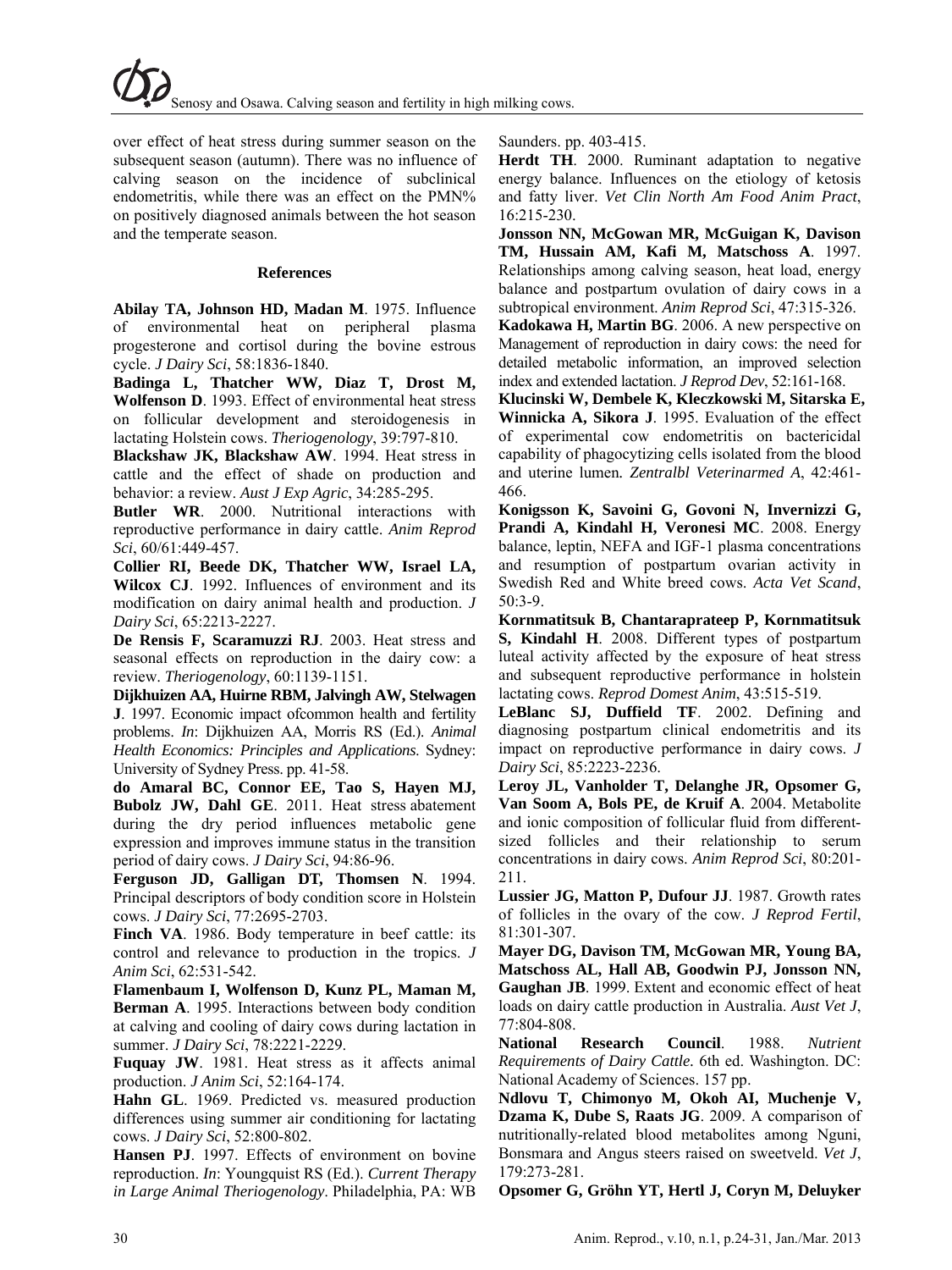over effect of heat stress during summer season on the subsequent season (autumn). There was no influence of calving season on the incidence of subclinical endometritis, while there was an effect on the PMN% on positively diagnosed animals between the hot season and the temperate season.

## References

**Abilay TA, Johnson HD, Madan M**. 1975. Influence of environmental heat on peripheral plasma progesterone and cortisol during the bovine estrous cycle. *J Dairy Sci*, 58:1836-1840.

**Badinga L, Thatcher WW, Diaz T, Drost M, Wolfenson D**. 1993. Effect of environmental heat stress on follicular development and steroidogenesis in lactating Holstein cows. *Theriogenology*, 39:797-810.

**Blackshaw JK, Blackshaw AW**. 1994. Heat stress in cattle and the effect of shade on production and behavior: a review. *Aust J Exp Agric*, 34:285-295.

**Butler WR**. 2000. Nutritional interactions with reproductive performance in dairy cattle. *Anim Reprod Sci*, 60/61:449-457.

**Collier RI, Beede DK, Thatcher WW, Israel LA, Wilcox CJ**. 1992. Influences of environment and its modification on dairy animal health and production. *J Dairy Sci*, 65:2213-2227.

**De Rensis F, Scaramuzzi RJ**. 2003. Heat stress and seasonal effects on reproduction in the dairy cow: a review. *Theriogenology*, 60:1139-1151.

**Dijkhuizen AA, Huirne RBM, Jalvingh AW, Stelwagen J**. 1997. Economic impact ofcommon health and fertility problems. *In*: Dijkhuizen AA, Morris RS (Ed.). *Animal Health Economics: Principles and Applications.* Sydney: University of Sydney Press. pp. 41-58.

**do Amaral BC, Connor EE, Tao S, Hayen MJ, Bubolz JW, Dahl GE**. 2011. Heat stress abatement during the dry period influences metabolic gene expression and improves immune status in the transition period of dairy cows. *J Dairy Sci*, 94:86-96.

**Ferguson JD, Galligan DT, Thomsen N**. 1994. Principal descriptors of body condition score in Holstein cows. *J Dairy Sci*, 77:2695-2703.

**Finch VA**. 1986. Body temperature in beef cattle: its control and relevance to production in the tropics. *J Anim Sci*, 62:531-542.

**Flamenbaum I, Wolfenson D, Kunz PL, Maman M, Berman A**. 1995. Interactions between body condition at calving and cooling of dairy cows during lactation in summer. *J Dairy Sci*, 78:2221-2229.

**Fuquay JW**. 1981. Heat stress as it affects animal production. *J Anim Sci*, 52:164-174.

**Hahn GL**. 1969. Predicted vs. measured production differences using summer air conditioning for lactating cows. *J Dairy Sci*, 52:800-802.

**Hansen PJ**. 1997. Effects of environment on bovine reproduction. *In*: Youngquist RS (Ed.). *Current Therapy in Large Animal Theriogenology*. Philadelphia, PA: WB Saunders. pp. 403-415.

**Herdt TH**. 2000. Ruminant adaptation to negative energy balance. Influences on the etiology of ketosis and fatty liver. *Vet Clin North Am Food Anim Pract*, 16:215-230.

**Jonsson NN, McGowan MR, McGuigan K, Davison TM, Hussain AM, Kafi M, Matschoss A**. 1997. Relationships among calving season, heat load, energy balance and postpartum ovulation of dairy cows in a subtropical environment. *Anim Reprod Sci*, 47:315-326.

**Kadokawa H, Martin BG**. 2006. A new perspective on Management of reproduction in dairy cows: the need for detailed metabolic information, an improved selection index and extended lactation. *J Reprod Dev*, 52:161-168.

**Klucinski W, Dembele K, Kleczkowski M, Sitarska E, Winnicka A, Sikora J**. 1995. Evaluation of the effect of experimental cow endometritis on bactericidal capability of phagocytizing cells isolated from the blood and uterine lumen. *Zentralbl Veterinarmed A*, 42:461-466.

**Konigsson K, Savoini G, Govoni N, Invernizzi G, Prandi A, Kindahl H, Veronesi MC**. 2008. Energy balance, leptin, NEFA and IGF-1 plasma concentrations and resumption of postpartum ovarian activity in Swedish Red and White breed cows. *Acta Vet Scand*, 50:3-9.

**Kornmatitsuk B, Chantaraprateep P, Kornmatitsuk S, Kindahl H**. 2008. Different types of postpartum luteal activity affected by the exposure of heat stress and subsequent reproductive performance in holstein lactating cows. *Reprod Domest Anim*, 43:515-519.

**LeBlanc SJ, Duffield TF**. 2002. Defining and diagnosing postpartum clinical endometritis and its impact on reproductive performance in dairy cows. *J Dairy Sci*, 85:2223-2236.

**Leroy JL, Vanholder T, Delanghe JR, Opsomer G, Van Soom A, Bols PE, de Kruif A**. 2004. Metabolite and ionic composition of follicular fluid from different-sized follicles and their relationship to serum concentrations in dairy cows. *Anim Reprod Sci*, 80:201-211.

**Lussier JG, Matton P, Dufour JJ**. 1987. Growth rates of follicles in the ovary of the cow. *J Reprod Fertil*, 81:301-307.

**Mayer DG, Davison TM, McGowan MR, Young BA, Matschoss AL, Hall AB, Goodwin PJ, Jonsson NN, Gaughan JB**. 1999. Extent and economic effect of heat loads on dairy cattle production in Australia. *Aust Vet J*, 77:804-808.

**National Research Council**. 1988. *Nutrient Requirements of Dairy Cattle.* 6th ed. Washington. DC: National Academy of Sciences. 157 pp.

**Ndlovu T, Chimonyo M, Okoh AI, Muchenje V, Dzama K, Dube S, Raats JG**. 2009. A comparison of nutritionally-related blood metabolites among Nguni, Bonsmara and Angus steers raised on sweetveld. *Vet J*, 179:273-281.

**Opsomer G, Gröhn YT, Hertl J, Coryn M, Deluyker**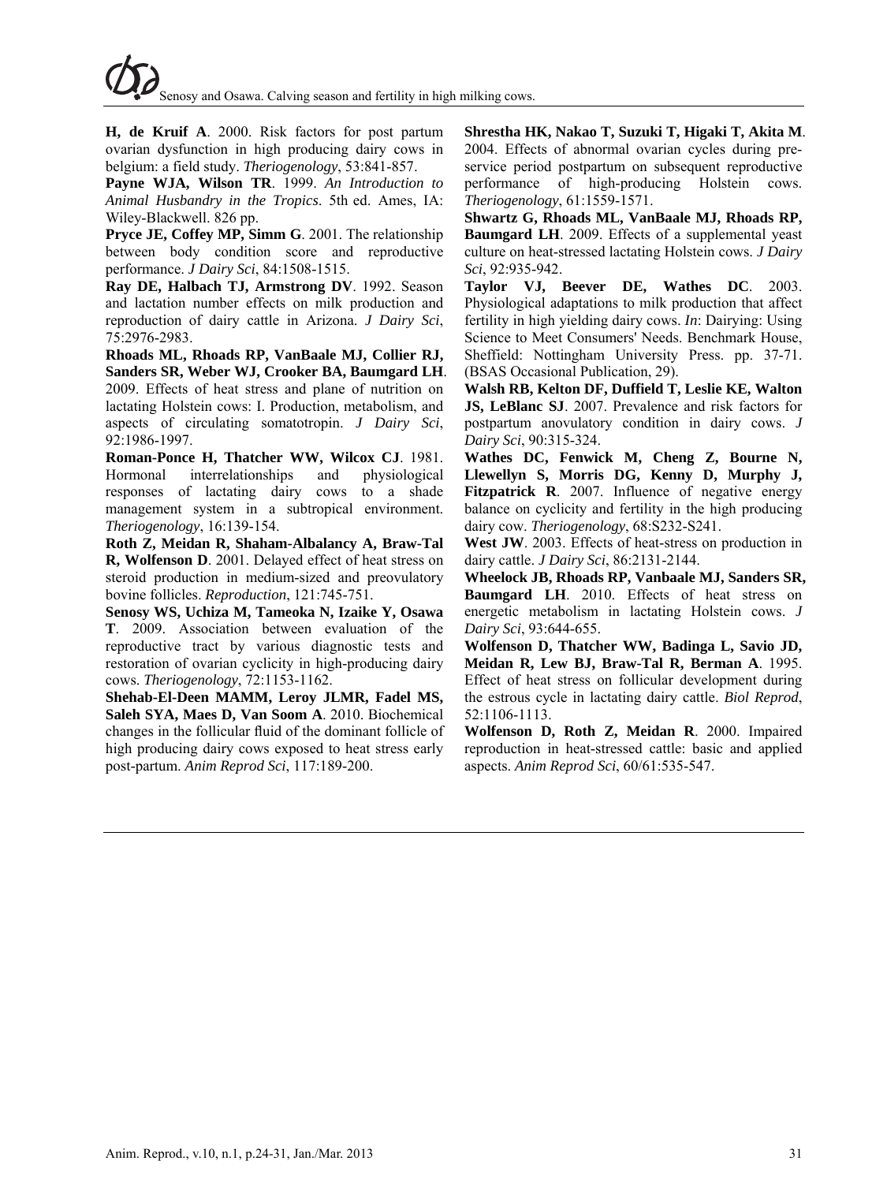**H, de Kruif A**. 2000. Risk factors for post partum ovarian dysfunction in high producing dairy cows in belgium: a field study. *Theriogenology*, 53:841-857.

**Payne WJA, Wilson TR**. 1999. *An Introduction to Animal Husbandry in the Tropics*. 5th ed. Ames, IA: Wiley-Blackwell. 826 pp.

**Pryce JE, Coffey MP, Simm G**. 2001. The relationship between body condition score and reproductive performance. *J Dairy Sci*, 84:1508-1515.

**Ray DE, Halbach TJ, Armstrong DV**. 1992. Season and lactation number effects on milk production and reproduction of dairy cattle in Arizona. *J Dairy Sci*, 75:2976-2983.

**Rhoads ML, Rhoads RP, VanBaale MJ, Collier RJ, Sanders SR, Weber WJ, Crooker BA, Baumgard LH**. 2009. Effects of heat stress and plane of nutrition on lactating Holstein cows: I. Production, metabolism, and aspects of circulating somatotropin. *J Dairy Sci*, 92:1986-1997.

**Roman-Ponce H, Thatcher WW, Wilcox CJ**. 1981. Hormonal interrelationships and physiological responses of lactating dairy cows to a shade management system in a subtropical environment. *Theriogenology*, 16:139-154.

**Roth Z, Meidan R, Shaham-Albalancy A, Braw-Tal R, Wolfenson D**. 2001. Delayed effect of heat stress on steroid production in medium-sized and preovulatory bovine follicles. *Reproduction*, 121:745-751.

**Senosy WS, Uchiza M, Tameoka N, Izaike Y, Osawa T**. 2009. Association between evaluation of the reproductive tract by various diagnostic tests and restoration of ovarian cyclicity in high-producing dairy cows. *Theriogenology*, 72:1153-1162.

**Shehab-El-Deen MAMM, Leroy JLMR, Fadel MS, Saleh SYA, Maes D, Van Soom A**. 2010. Biochemical changes in the follicular fluid of the dominant follicle of high producing dairy cows exposed to heat stress early post-partum. *Anim Reprod Sci*, 117:189-200.

**Shrestha HK, Nakao T, Suzuki T, Higaki T, Akita M**. 2004. Effects of abnormal ovarian cycles during pre-service period postpartum on subsequent reproductive performance of high-producing Holstein cows. *Theriogenology*, 61:1559-1571.

**Shwartz G, Rhoads ML, VanBaale MJ, Rhoads RP, Baumgard LH**. 2009. Effects of a supplemental yeast culture on heat-stressed lactating Holstein cows. *J Dairy Sci*, 92:935-942.

**Taylor VJ, Beever DE, Wathes DC**. 2003. Physiological adaptations to milk production that affect fertility in high yielding dairy cows. *In*: Dairying: Using Science to Meet Consumers' Needs. Benchmark House, Sheffield: Nottingham University Press. pp. 37-71. (BSAS Occasional Publication, 29).

**Walsh RB, Kelton DF, Duffield T, Leslie KE, Walton JS, LeBlanc SJ**. 2007. Prevalence and risk factors for postpartum anovulatory condition in dairy cows. *J Dairy Sci*, 90:315-324.

**Wathes DC, Fenwick M, Cheng Z, Bourne N, Llewellyn S, Morris DG, Kenny D, Murphy J, Fitzpatrick R**. 2007. Influence of negative energy balance on cyclicity and fertility in the high producing dairy cow. *Theriogenology*, 68:S232-S241.

**West JW**. 2003. Effects of heat-stress on production in dairy cattle. *J Dairy Sci*, 86:2131-2144.

**Wheelock JB, Rhoads RP, Vanbaale MJ, Sanders SR, Baumgard LH**. 2010. Effects of heat stress on energetic metabolism in lactating Holstein cows. *J Dairy Sci*, 93:644-655.

**Wolfenson D, Thatcher WW, Badinga L, Savio JD, Meidan R, Lew BJ, Braw-Tal R, Berman A**. 1995. Effect of heat stress on follicular development during the estrous cycle in lactating dairy cattle. *Biol Reprod*, 52:1106-1113.

**Wolfenson D, Roth Z, Meidan R**. 2000. Impaired reproduction in heat-stressed cattle: basic and applied aspects. *Anim Reprod Sci*, 60/61:535-547.